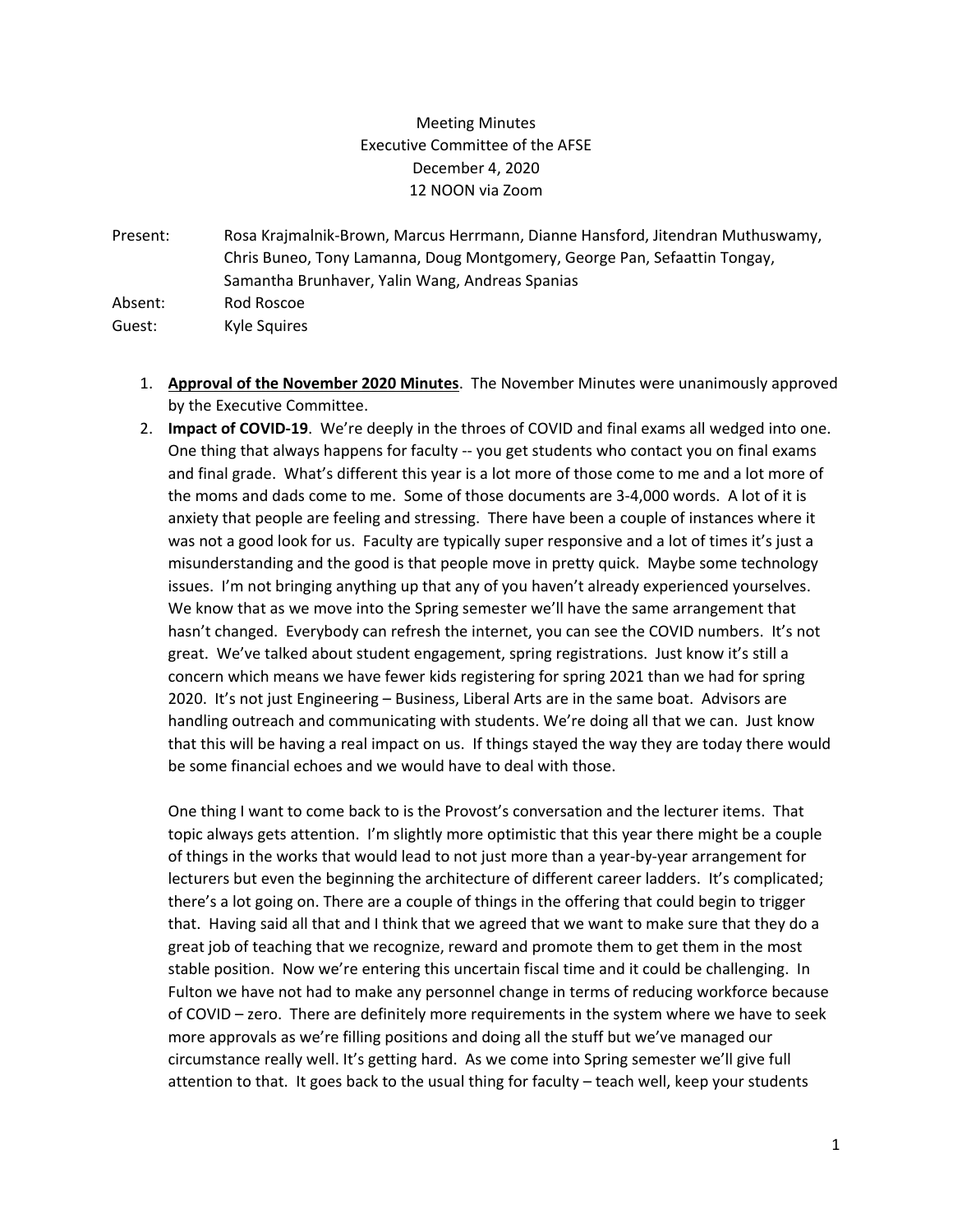Meeting Minutes
Executive Committee of the AFSE
December 4, 2020
12 NOON via Zoom

Present: Rosa Krajmalnik-Brown, Marcus Herrmann, Dianne Hansford, Jitendran Muthuswamy, Chris Buneo, Tony Lamanna, Doug Montgomery, George Pan, Sefaattin Tongay, Samantha Brunhaver, Yalin Wang, Andreas Spanias
Absent: Rod Roscoe
Guest: Kyle Squires

1. **Approval of the November 2020 Minutes**. The November Minutes were unanimously approved by the Executive Committee.
2. **Impact of COVID-19**. We're deeply in the throes of COVID and final exams all wedged into one. One thing that always happens for faculty -- you get students who contact you on final exams and final grade. What's different this year is a lot more of those come to me and a lot more of the moms and dads come to me. Some of those documents are 3-4,000 words. A lot of it is anxiety that people are feeling and stressing. There have been a couple of instances where it was not a good look for us. Faculty are typically super responsive and a lot of times it's just a misunderstanding and the good is that people move in pretty quick. Maybe some technology issues. I'm not bringing anything up that any of you haven't already experienced yourselves. We know that as we move into the Spring semester we'll have the same arrangement that hasn't changed. Everybody can refresh the internet, you can see the COVID numbers. It's not great. We've talked about student engagement, spring registrations. Just know it's still a concern which means we have fewer kids registering for spring 2021 than we had for spring 2020. It's not just Engineering – Business, Liberal Arts are in the same boat. Advisors are handling outreach and communicating with students. We're doing all that we can. Just know that this will be having a real impact on us. If things stayed the way they are today there would be some financial echoes and we would have to deal with those.

   One thing I want to come back to is the Provost's conversation and the lecturer items. That topic always gets attention. I'm slightly more optimistic that this year there might be a couple of things in the works that would lead to not just more than a year-by-year arrangement for lecturers but even the beginning the architecture of different career ladders. It's complicated; there's a lot going on. There are a couple of things in the offering that could begin to trigger that. Having said all that and I think that we agreed that we want to make sure that they do a great job of teaching that we recognize, reward and promote them to get them in the most stable position. Now we're entering this uncertain fiscal time and it could be challenging. In Fulton we have not had to make any personnel change in terms of reducing workforce because of COVID – zero. There are definitely more requirements in the system where we have to seek more approvals as we're filling positions and doing all the stuff but we've managed our circumstance really well. It's getting hard. As we come into Spring semester we'll give full attention to that. It goes back to the usual thing for faculty – teach well, keep your students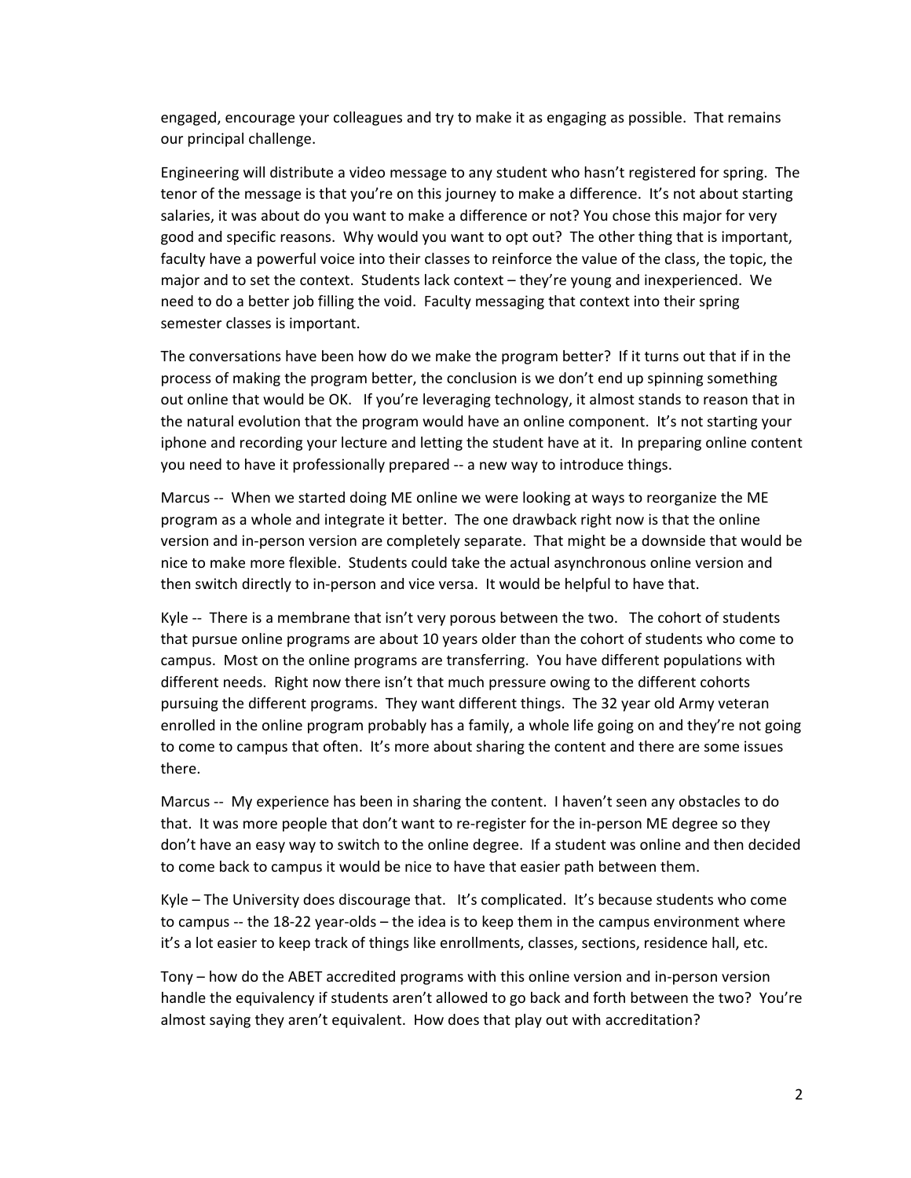engaged, encourage your colleagues and try to make it as engaging as possible. That remains our principal challenge.

Engineering will distribute a video message to any student who hasn't registered for spring. The tenor of the message is that you're on this journey to make a difference. It's not about starting salaries, it was about do you want to make a difference or not? You chose this major for very good and specific reasons. Why would you want to opt out? The other thing that is important, faculty have a powerful voice into their classes to reinforce the value of the class, the topic, the major and to set the context. Students lack context – they're young and inexperienced. We need to do a better job filling the void. Faculty messaging that context into their spring semester classes is important.

The conversations have been how do we make the program better? If it turns out that if in the process of making the program better, the conclusion is we don't end up spinning something out online that would be OK. If you're leveraging technology, it almost stands to reason that in the natural evolution that the program would have an online component. It's not starting your iphone and recording your lecture and letting the student have at it. In preparing online content you need to have it professionally prepared -- a new way to introduce things.

Marcus -- When we started doing ME online we were looking at ways to reorganize the ME program as a whole and integrate it better. The one drawback right now is that the online version and in-person version are completely separate. That might be a downside that would be nice to make more flexible. Students could take the actual asynchronous online version and then switch directly to in-person and vice versa. It would be helpful to have that.

Kyle -- There is a membrane that isn't very porous between the two. The cohort of students that pursue online programs are about 10 years older than the cohort of students who come to campus. Most on the online programs are transferring. You have different populations with different needs. Right now there isn't that much pressure owing to the different cohorts pursuing the different programs. They want different things. The 32 year old Army veteran enrolled in the online program probably has a family, a whole life going on and they're not going to come to campus that often. It's more about sharing the content and there are some issues there.

Marcus -- My experience has been in sharing the content. I haven't seen any obstacles to do that. It was more people that don't want to re-register for the in-person ME degree so they don't have an easy way to switch to the online degree. If a student was online and then decided to come back to campus it would be nice to have that easier path between them.

Kyle – The University does discourage that. It's complicated. It's because students who come to campus -- the 18-22 year-olds – the idea is to keep them in the campus environment where it's a lot easier to keep track of things like enrollments, classes, sections, residence hall, etc.

Tony – how do the ABET accredited programs with this online version and in-person version handle the equivalency if students aren't allowed to go back and forth between the two? You're almost saying they aren't equivalent. How does that play out with accreditation?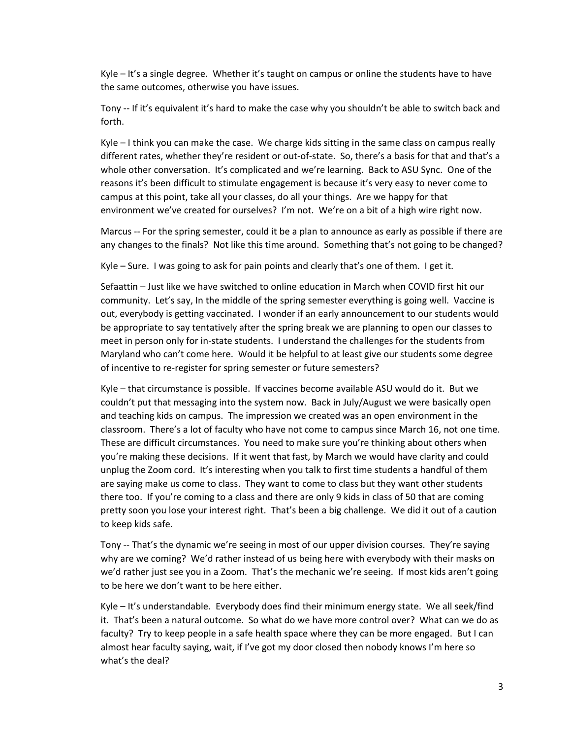Kyle – It's a single degree. Whether it's taught on campus or online the students have to have the same outcomes, otherwise you have issues.

Tony -- If it's equivalent it's hard to make the case why you shouldn't be able to switch back and forth.

Kyle – I think you can make the case. We charge kids sitting in the same class on campus really different rates, whether they're resident or out-of-state. So, there's a basis for that and that's a whole other conversation. It's complicated and we're learning. Back to ASU Sync. One of the reasons it's been difficult to stimulate engagement is because it's very easy to never come to campus at this point, take all your classes, do all your things. Are we happy for that environment we've created for ourselves? I'm not. We're on a bit of a high wire right now.

Marcus -- For the spring semester, could it be a plan to announce as early as possible if there are any changes to the finals? Not like this time around. Something that's not going to be changed?

Kyle – Sure. I was going to ask for pain points and clearly that's one of them. I get it.

Sefaattin – Just like we have switched to online education in March when COVID first hit our community. Let's say, In the middle of the spring semester everything is going well. Vaccine is out, everybody is getting vaccinated. I wonder if an early announcement to our students would be appropriate to say tentatively after the spring break we are planning to open our classes to meet in person only for in-state students. I understand the challenges for the students from Maryland who can't come here. Would it be helpful to at least give our students some degree of incentive to re-register for spring semester or future semesters?

Kyle – that circumstance is possible. If vaccines become available ASU would do it. But we couldn't put that messaging into the system now. Back in July/August we were basically open and teaching kids on campus. The impression we created was an open environment in the classroom. There's a lot of faculty who have not come to campus since March 16, not one time. These are difficult circumstances. You need to make sure you're thinking about others when you're making these decisions. If it went that fast, by March we would have clarity and could unplug the Zoom cord. It's interesting when you talk to first time students a handful of them are saying make us come to class. They want to come to class but they want other students there too. If you're coming to a class and there are only 9 kids in class of 50 that are coming pretty soon you lose your interest right. That's been a big challenge. We did it out of a caution to keep kids safe.

Tony -- That's the dynamic we're seeing in most of our upper division courses. They're saying why are we coming? We'd rather instead of us being here with everybody with their masks on we'd rather just see you in a Zoom. That's the mechanic we're seeing. If most kids aren't going to be here we don't want to be here either.

Kyle – It's understandable. Everybody does find their minimum energy state. We all seek/find it. That's been a natural outcome. So what do we have more control over? What can we do as faculty? Try to keep people in a safe health space where they can be more engaged. But I can almost hear faculty saying, wait, if I've got my door closed then nobody knows I'm here so what's the deal?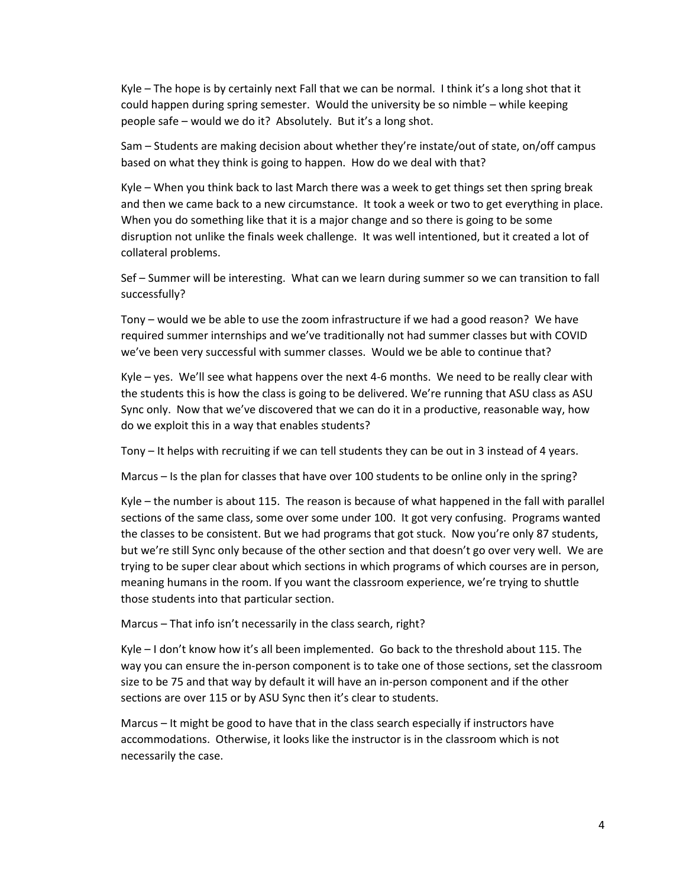Kyle – The hope is by certainly next Fall that we can be normal. I think it's a long shot that it could happen during spring semester. Would the university be so nimble – while keeping people safe – would we do it? Absolutely. But it's a long shot.

Sam – Students are making decision about whether they're instate/out of state, on/off campus based on what they think is going to happen. How do we deal with that?

Kyle – When you think back to last March there was a week to get things set then spring break and then we came back to a new circumstance. It took a week or two to get everything in place. When you do something like that it is a major change and so there is going to be some disruption not unlike the finals week challenge. It was well intentioned, but it created a lot of collateral problems.

Sef – Summer will be interesting. What can we learn during summer so we can transition to fall successfully?

Tony – would we be able to use the zoom infrastructure if we had a good reason? We have required summer internships and we've traditionally not had summer classes but with COVID we've been very successful with summer classes. Would we be able to continue that?

Kyle – yes. We'll see what happens over the next 4-6 months. We need to be really clear with the students this is how the class is going to be delivered. We're running that ASU class as ASU Sync only. Now that we've discovered that we can do it in a productive, reasonable way, how do we exploit this in a way that enables students?

Tony – It helps with recruiting if we can tell students they can be out in 3 instead of 4 years.

Marcus – Is the plan for classes that have over 100 students to be online only in the spring?

Kyle – the number is about 115. The reason is because of what happened in the fall with parallel sections of the same class, some over some under 100. It got very confusing. Programs wanted the classes to be consistent. But we had programs that got stuck. Now you're only 87 students, but we're still Sync only because of the other section and that doesn't go over very well. We are trying to be super clear about which sections in which programs of which courses are in person, meaning humans in the room. If you want the classroom experience, we're trying to shuttle those students into that particular section.

Marcus – That info isn't necessarily in the class search, right?

Kyle – I don't know how it's all been implemented. Go back to the threshold about 115. The way you can ensure the in-person component is to take one of those sections, set the classroom size to be 75 and that way by default it will have an in-person component and if the other sections are over 115 or by ASU Sync then it's clear to students.

Marcus – It might be good to have that in the class search especially if instructors have accommodations. Otherwise, it looks like the instructor is in the classroom which is not necessarily the case.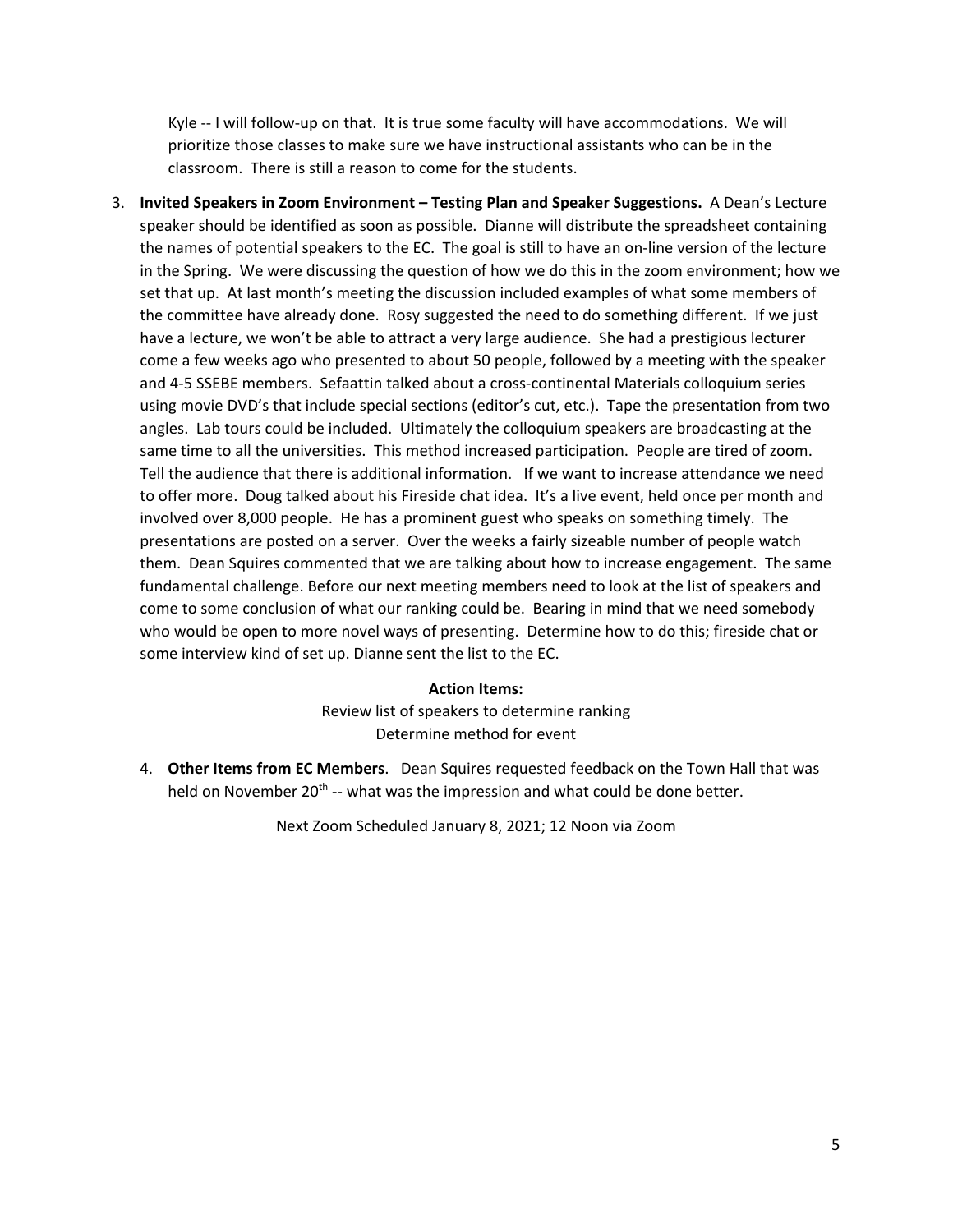Kyle -- I will follow-up on that. It is true some faculty will have accommodations. We will prioritize those classes to make sure we have instructional assistants who can be in the classroom. There is still a reason to come for the students.

3. **Invited Speakers in Zoom Environment – Testing Plan and Speaker Suggestions.** A Dean's Lecture speaker should be identified as soon as possible. Dianne will distribute the spreadsheet containing the names of potential speakers to the EC. The goal is still to have an on-line version of the lecture in the Spring. We were discussing the question of how we do this in the zoom environment; how we set that up. At last month's meeting the discussion included examples of what some members of the committee have already done. Rosy suggested the need to do something different. If we just have a lecture, we won't be able to attract a very large audience. She had a prestigious lecturer come a few weeks ago who presented to about 50 people, followed by a meeting with the speaker and 4-5 SSEBE members. Sefaattin talked about a cross-continental Materials colloquium series using movie DVD's that include special sections (editor's cut, etc.). Tape the presentation from two angles. Lab tours could be included. Ultimately the colloquium speakers are broadcasting at the same time to all the universities. This method increased participation. People are tired of zoom. Tell the audience that there is additional information. If we want to increase attendance we need to offer more. Doug talked about his Fireside chat idea. It's a live event, held once per month and involved over 8,000 people. He has a prominent guest who speaks on something timely. The presentations are posted on a server. Over the weeks a fairly sizeable number of people watch them. Dean Squires commented that we are talking about how to increase engagement. The same fundamental challenge. Before our next meeting members need to look at the list of speakers and come to some conclusion of what our ranking could be. Bearing in mind that we need somebody who would be open to more novel ways of presenting. Determine how to do this; fireside chat or some interview kind of set up. Dianne sent the list to the EC.

   **Action Items:**
   Review list of speakers to determine ranking
   Determine method for event

4. **Other Items from EC Members**. Dean Squires requested feedback on the Town Hall that was held on November 20th -- what was the impression and what could be done better.

Next Zoom Scheduled January 8, 2021; 12 Noon via Zoom